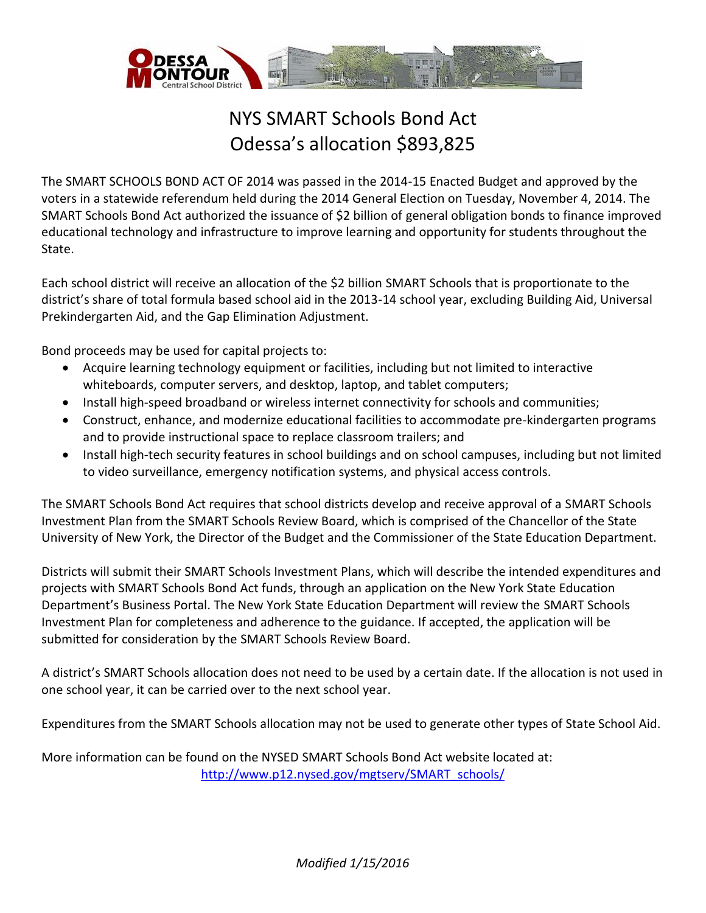# NYS SMART Schools Bond Act
# Odessa's allocation $893,825

The SMART SCHOOLS BOND ACT OF 2014 was passed in the 2014-15 Enacted Budget and approved by the voters in a statewide referendum held during the 2014 General Election on Tuesday, November 4, 2014. The SMART Schools Bond Act authorized the issuance of $2 billion of general obligation bonds to finance improved educational technology and infrastructure to improve learning and opportunity for students throughout the State.

Each school district will receive an allocation of the $2 billion SMART Schools that is proportionate to the district's share of total formula based school aid in the 2013-14 school year, excluding Building Aid, Universal Prekindergarten Aid, and the Gap Elimination Adjustment.

Bond proceeds may be used for capital projects to:

- Acquire learning technology equipment or facilities, including but not limited to interactive whiteboards, computer servers, and desktop, laptop, and tablet computers;
- Install high-speed broadband or wireless internet connectivity for schools and communities;
- Construct, enhance, and modernize educational facilities to accommodate pre-kindergarten programs and to provide instructional space to replace classroom trailers; and
- Install high-tech security features in school buildings and on school campuses, including but not limited to video surveillance, emergency notification systems, and physical access controls.

The SMART Schools Bond Act requires that school districts develop and receive approval of a SMART Schools Investment Plan from the SMART Schools Review Board, which is comprised of the Chancellor of the State University of New York, the Director of the Budget and the Commissioner of the State Education Department.

Districts will submit their SMART Schools Investment Plans, which will describe the intended expenditures and projects with SMART Schools Bond Act funds, through an application on the New York State Education Department's Business Portal. The New York State Education Department will review the SMART Schools Investment Plan for completeness and adherence to the guidance. If accepted, the application will be submitted for consideration by the SMART Schools Review Board.

A district's SMART Schools allocation does not need to be used by a certain date. If the allocation is not used in one school year, it can be carried over to the next school year.

Expenditures from the SMART Schools allocation may not be used to generate other types of State School Aid.

More information can be found on the NYSED SMART Schools Bond Act website located at: http://www.p12.nysed.gov/mgtserv/SMART_schools/

*Modified 1/15/2016*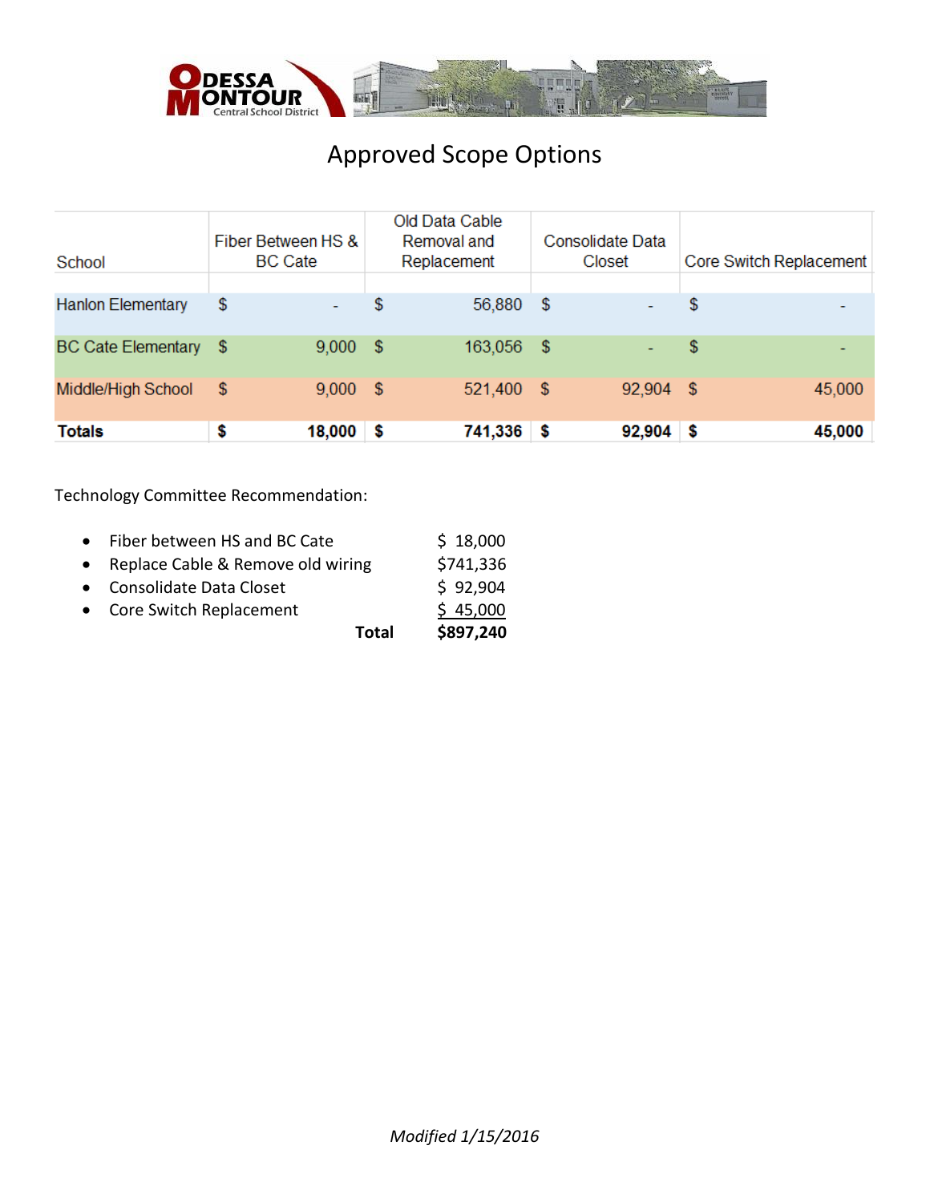# Approved Scope Options

| School | Fiber Between HS & BC Cate | Old Data Cable Removal and Replacement | Consolidate Data Closet | Core Switch Replacement |
|---|---|---|---|---|
| Hanlon Elementary | $ - | $ 56,880 | $ - | $ - |
| BC Cate Elementary | $ 9,000 | $ 163,056 | $ - | $ - |
| Middle/High School | $ 9,000 | $ 521,400 | $ 92,904 | $ 45,000 |
| **Totals** | **$ 18,000** | **$ 741,336** | **$ 92,904** | **$ 45,000** |

Technology Committee Recommendation:

- Fiber between HS and BC Cate $ 18,000
- Replace Cable & Remove old wiring $741,336
- Consolidate Data Closet $ 92,904
- Core Switch Replacement $ 45,000

**Total** **$897,240**

*Modified 1/15/2016*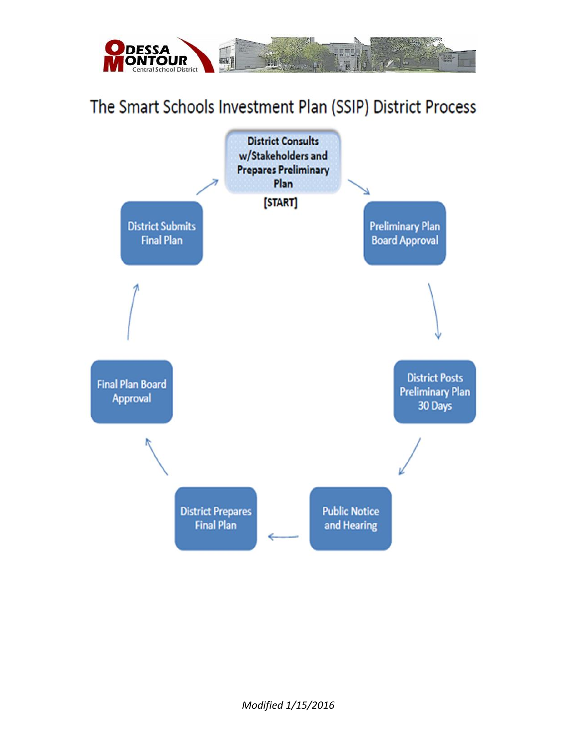ODESSA MONTOUR Central School District

# The Smart Schools Investment Plan (SSIP) District Process

District Consults w/Stakeholders and Prepares Preliminary Plan

[START]

Preliminary Plan Board Approval

District Posts Preliminary Plan 30 Days

Public Notice and Hearing

District Prepares Final Plan

Final Plan Board Approval

District Submits Final Plan

*Modified 1/15/2016*